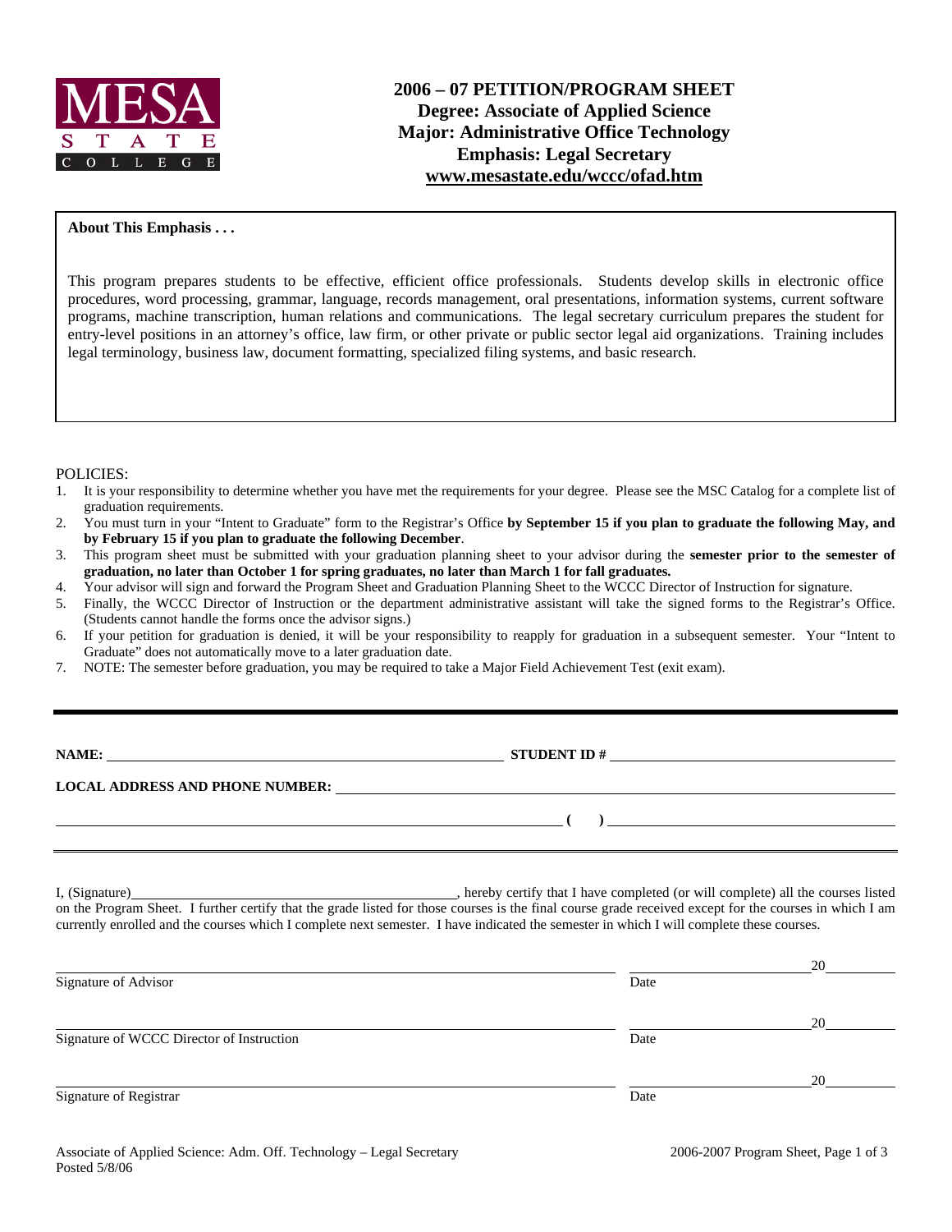MESA STATE COLLEGE

# 2006 – 07 PETITION/PROGRAM SHEET
## Degree: Associate of Applied Science
## Major: Administrative Office Technology
## Emphasis: Legal Secretary
## www.mesastate.edu/wccc/ofad.htm

**About This Emphasis . . .**

This program prepares students to be effective, efficient office professionals. Students develop skills in electronic office procedures, word processing, grammar, language, records management, oral presentations, information systems, current software programs, machine transcription, human relations and communications. The legal secretary curriculum prepares the student for entry-level positions in an attorney's office, law firm, or other private or public sector legal aid organizations. Training includes legal terminology, business law, document formatting, specialized filing systems, and basic research.

POLICIES:

1. It is your responsibility to determine whether you have met the requirements for your degree. Please see the MSC Catalog for a complete list of graduation requirements.
2. You must turn in your "Intent to Graduate" form to the Registrar's Office **by September 15 if you plan to graduate the following May, and by February 15 if you plan to graduate the following December**.
3. This program sheet must be submitted with your graduation planning sheet to your advisor during the **semester prior to the semester of graduation, no later than October 1 for spring graduates, no later than March 1 for fall graduates.**
4. Your advisor will sign and forward the Program Sheet and Graduation Planning Sheet to the WCCC Director of Instruction for signature.
5. Finally, the WCCC Director of Instruction or the department administrative assistant will take the signed forms to the Registrar's Office. (Students cannot handle the forms once the advisor signs.)
6. If your petition for graduation is denied, it will be your responsibility to reapply for graduation in a subsequent semester. Your "Intent to Graduate" does not automatically move to a later graduation date.
7. NOTE: The semester before graduation, you may be required to take a Major Field Achievement Test (exit exam).

---

**NAME:** ______________________________ **STUDENT ID #** ______________________________

**LOCAL ADDRESS AND PHONE NUMBER:** ______________________________

______________________________ **(     )** ______________________________

---

I, (Signature)______________________________, hereby certify that I have completed (or will complete) all the courses listed on the Program Sheet. I further certify that the grade listed for those courses is the final course grade received except for the courses in which I am currently enrolled and the courses which I complete next semester. I have indicated the semester in which I will complete these courses.

______________________________ ______________20______
Signature of Advisor Date

______________________________ ______________20______
Signature of WCCC Director of Instruction Date

______________________________ ______________20______
Signature of Registrar Date

Associate of Applied Science: Adm. Off. Technology – Legal Secretary
Posted 5/8/06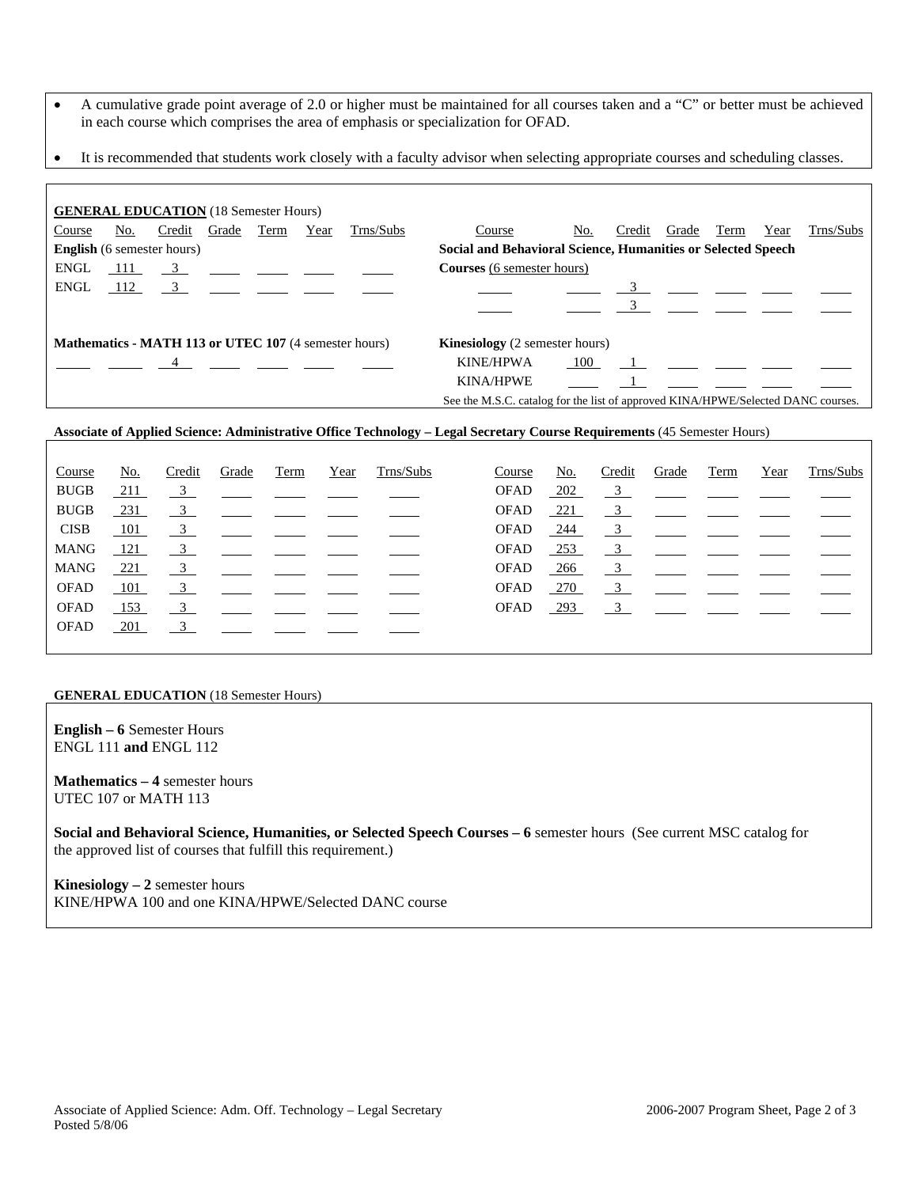- A cumulative grade point average of 2.0 or higher must be maintained for all courses taken and a "C" or better must be achieved in each course which comprises the area of emphasis or specialization for OFAD.
- It is recommended that students work closely with a faculty advisor when selecting appropriate courses and scheduling classes.

**GENERAL EDUCATION** (18 Semester Hours)

| Course | No. | Credit | Grade | Term | Year | Trns/Subs |
|---|---|---|---|---|---|---|
| **English** (6 semester hours) | | | | | | |
| ENGL | 111 | 3 | | | | |
| ENGL | 112 | 3 | | | | |
| **Mathematics - MATH 113 or UTEC 107** (4 semester hours) | | | | | | |
| | | 4 | | | | |

| Course | No. | Credit | Grade | Term | Year | Trns/Subs |
|---|---|---|---|---|---|---|
| **Social and Behavioral Science, Humanities or Selected Speech Courses** (6 semester hours) | | | | | | |
| | | 3 | | | | |
| | | 3 | | | | |
| **Kinesiology** (2 semester hours) | | | | | | |
| KINE/HPWA | 100 | 1 | | | | |
| KINA/HPWE | | 1 | | | | |

See the M.S.C. catalog for the list of approved KINA/HPWE/Selected DANC courses.

**Associate of Applied Science: Administrative Office Technology – Legal Secretary Course Requirements** (45 Semester Hours)

| Course | No. | Credit | Grade | Term | Year | Trns/Subs |
|---|---|---|---|---|---|---|
| BUGB | 211 | 3 | | | | |
| BUGB | 231 | 3 | | | | |
| CISB | 101 | 3 | | | | |
| MANG | 121 | 3 | | | | |
| MANG | 221 | 3 | | | | |
| OFAD | 101 | 3 | | | | |
| OFAD | 153 | 3 | | | | |
| OFAD | 201 | 3 | | | | |
| OFAD | 202 | 3 | | | | |
| OFAD | 221 | 3 | | | | |
| OFAD | 244 | 3 | | | | |
| OFAD | 253 | 3 | | | | |
| OFAD | 266 | 3 | | | | |
| OFAD | 270 | 3 | | | | |
| OFAD | 293 | 3 | | | | |

**GENERAL EDUCATION** (18 Semester Hours)

**English – 6** Semester Hours
ENGL 111 **and** ENGL 112

**Mathematics – 4** semester hours
UTEC 107 or MATH 113

**Social and Behavioral Science, Humanities, or Selected Speech Courses – 6** semester hours (See current MSC catalog for the approved list of courses that fulfill this requirement.)

**Kinesiology – 2** semester hours
KINE/HPWA 100 and one KINA/HPWE/Selected DANC course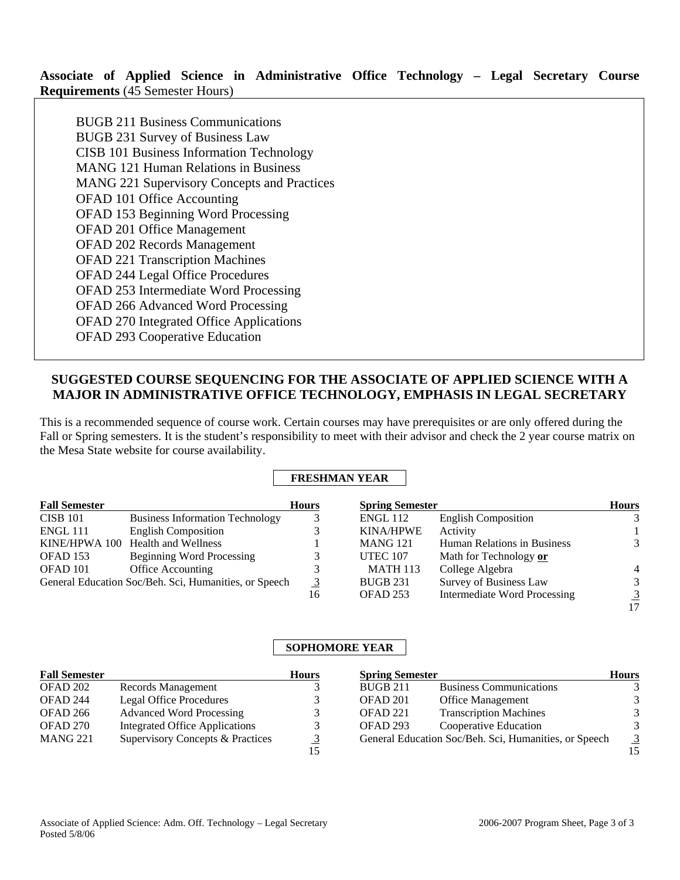**Associate of Applied Science in Administrative Office Technology – Legal Secretary Course Requirements** (45 Semester Hours)

BUGB 211 Business Communications
BUGB 231 Survey of Business Law
CISB 101 Business Information Technology
MANG 121 Human Relations in Business
MANG 221 Supervisory Concepts and Practices
OFAD 101 Office Accounting
OFAD 153 Beginning Word Processing
OFAD 201 Office Management
OFAD 202 Records Management
OFAD 221 Transcription Machines
OFAD 244 Legal Office Procedures
OFAD 253 Intermediate Word Processing
OFAD 266 Advanced Word Processing
OFAD 270 Integrated Office Applications
OFAD 293 Cooperative Education

## SUGGESTED COURSE SEQUENCING FOR THE ASSOCIATE OF APPLIED SCIENCE WITH A MAJOR IN ADMINISTRATIVE OFFICE TECHNOLOGY, EMPHASIS IN LEGAL SECRETARY

This is a recommended sequence of course work. Certain courses may have prerequisites or are only offered during the Fall or Spring semesters. It is the student's responsibility to meet with their advisor and check the 2 year course matrix on the Mesa State website for course availability.

### FRESHMAN YEAR

| Fall Semester | | Hours |
|---|---|---|
| CISB 101 | Business Information Technology | 3 |
| ENGL 111 | English Composition | 3 |
| KINE/HPWA 100 | Health and Wellness | 1 |
| OFAD 153 | Beginning Word Processing | 3 |
| OFAD 101 | Office Accounting | 3 |
| General Education Soc/Beh. Sci, Humanities, or Speech | | 3 |
| | | 16 |

| Spring Semester | | Hours |
|---|---|---|
| ENGL 112 | English Composition | 3 |
| KINA/HPWE | Activity | 1 |
| MANG 121 | Human Relations in Business | 3 |
| UTEC 107 | Math for Technology **or** | |
| MATH 113 | College Algebra | 4 |
| BUGB 231 | Survey of Business Law | 3 |
| OFAD 253 | Intermediate Word Processing | 3 |
| | | 17 |

### SOPHOMORE YEAR

| Fall Semester | | Hours |
|---|---|---|
| OFAD 202 | Records Management | 3 |
| OFAD 244 | Legal Office Procedures | 3 |
| OFAD 266 | Advanced Word Processing | 3 |
| OFAD 270 | Integrated Office Applications | 3 |
| MANG 221 | Supervisory Concepts & Practices | 3 |
| | | 15 |

| Spring Semester | | Hours |
|---|---|---|
| BUGB 211 | Business Communications | 3 |
| OFAD 201 | Office Management | 3 |
| OFAD 221 | Transcription Machines | 3 |
| OFAD 293 | Cooperative Education | 3 |
| General Education Soc/Beh. Sci, Humanities, or Speech | | 3 |
| | | 15 |